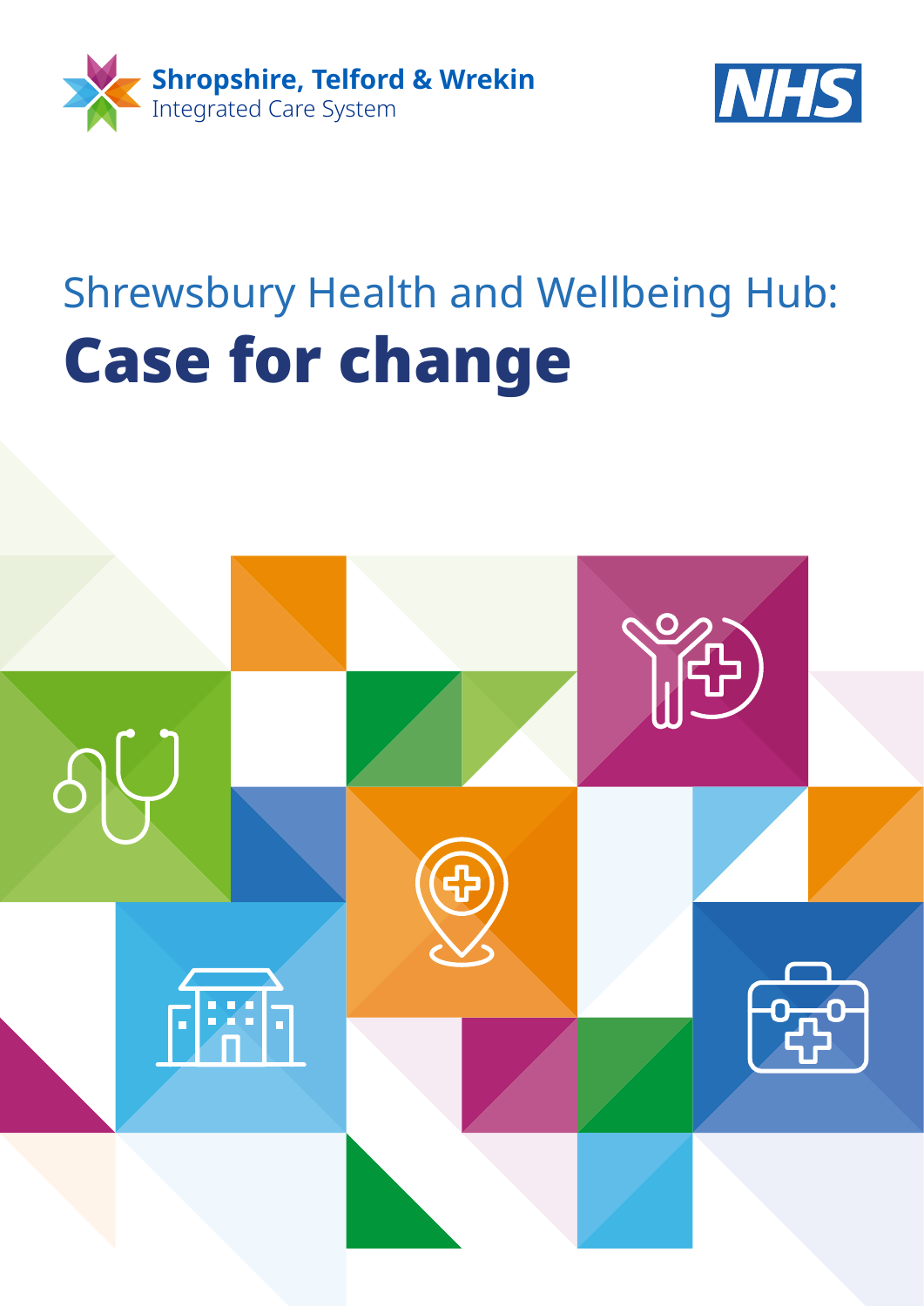Shropshire, Telford & Wrekin
Integrated Care System

NHS

# Shrewsbury Health and Wellbeing Hub: **Case for change**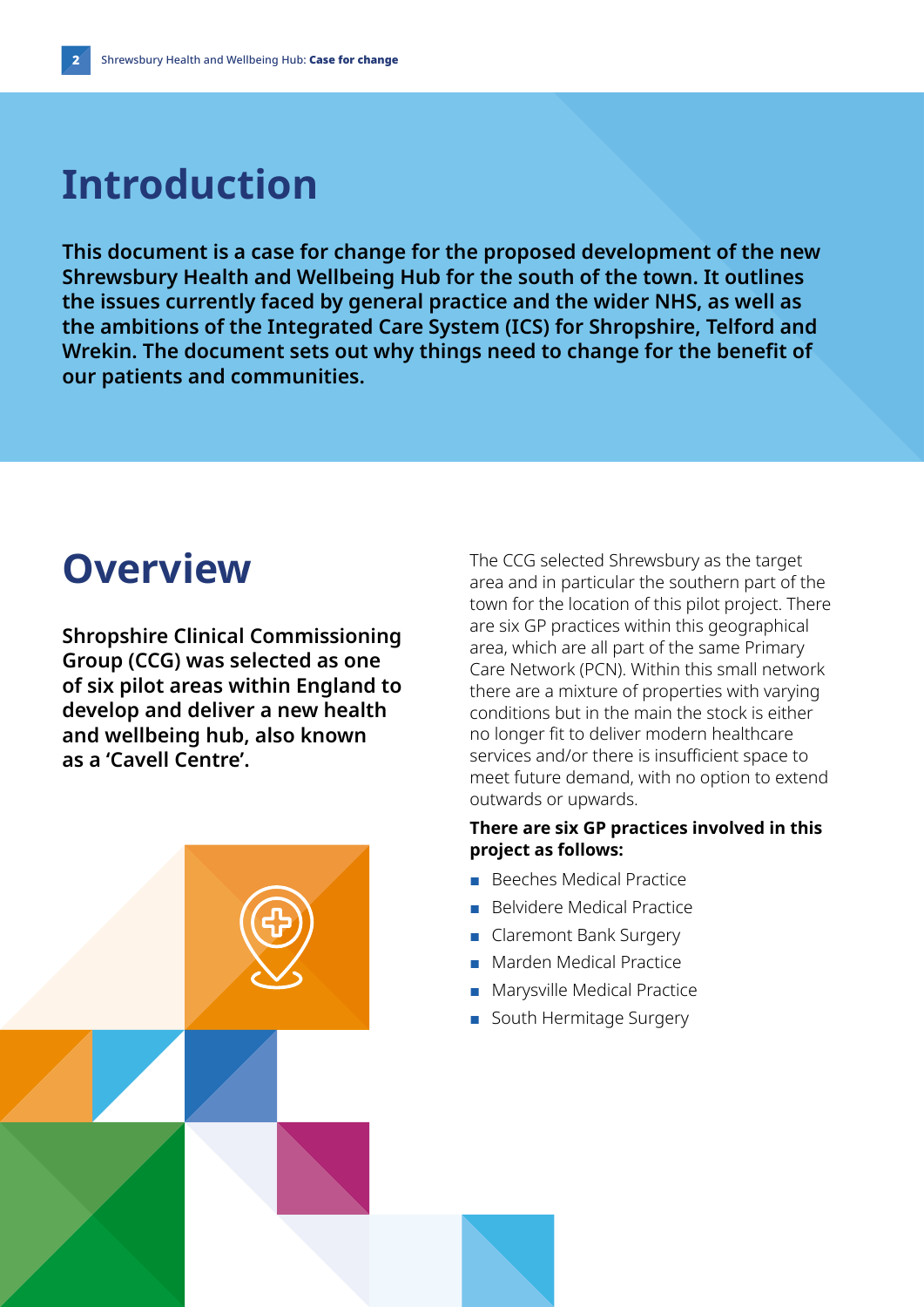# Introduction

**This document is a case for change for the proposed development of the new Shrewsbury Health and Wellbeing Hub for the south of the town. It outlines the issues currently faced by general practice and the wider NHS, as well as the ambitions of the Integrated Care System (ICS) for Shropshire, Telford and Wrekin. The document sets out why things need to change for the benefit of our patients and communities.**

# Overview

**Shropshire Clinical Commissioning Group (CCG) was selected as one of six pilot areas within England to develop and deliver a new health and wellbeing hub, also known as a 'Cavell Centre'.**

The CCG selected Shrewsbury as the target area and in particular the southern part of the town for the location of this pilot project. There are six GP practices within this geographical area, which are all part of the same Primary Care Network (PCN). Within this small network there are a mixture of properties with varying conditions but in the main the stock is either no longer fit to deliver modern healthcare services and/or there is insufficient space to meet future demand, with no option to extend outwards or upwards.

**There are six GP practices involved in this project as follows:**

- Beeches Medical Practice
- Belvidere Medical Practice
- Claremont Bank Surgery
- Marden Medical Practice
- Marysville Medical Practice
- South Hermitage Surgery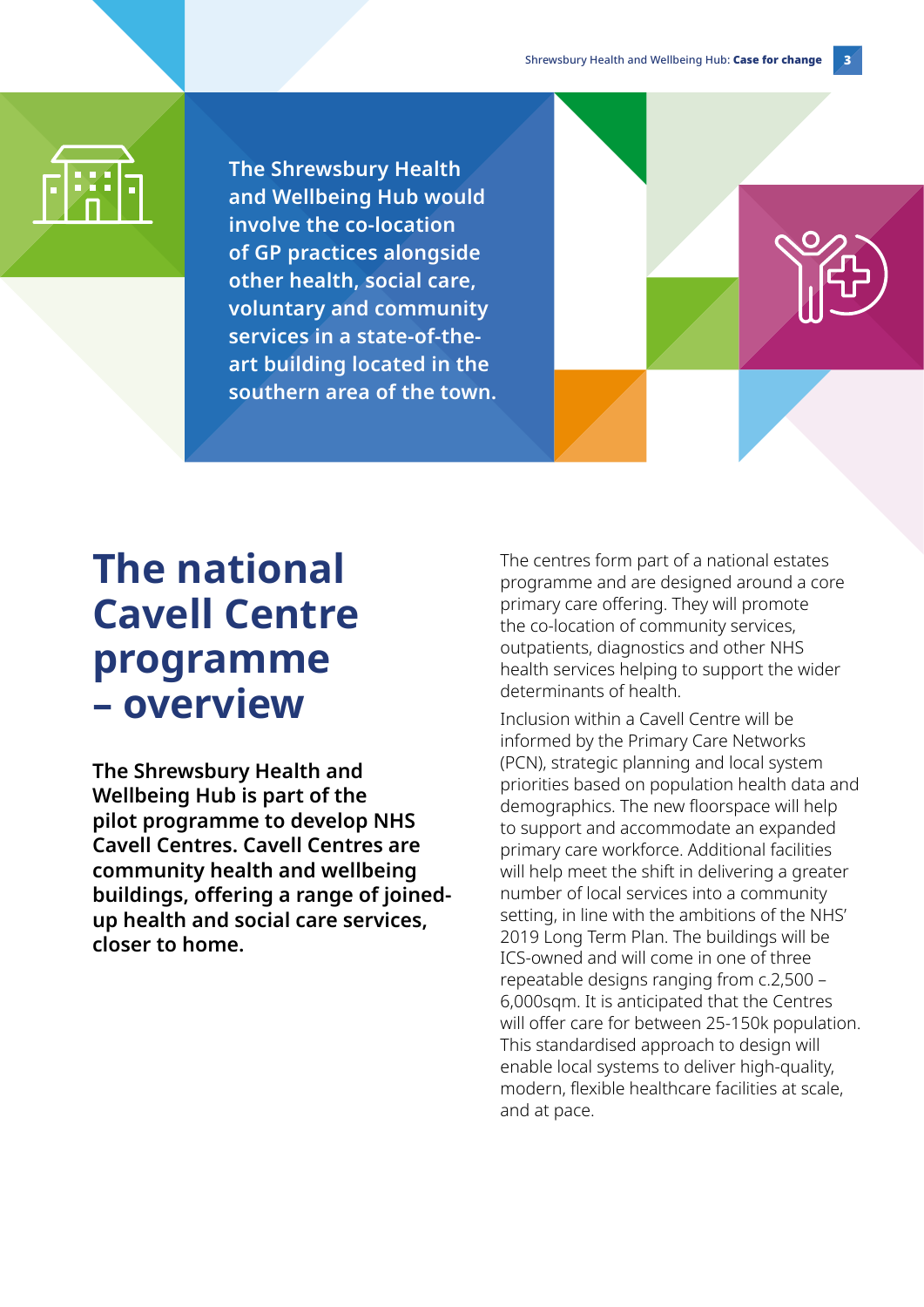**The Shrewsbury Health and Wellbeing Hub would involve the co-location of GP practices alongside other health, social care, voluntary and community services in a state-of-the-art building located in the southern area of the town.**

# The national Cavell Centre programme – overview

**The Shrewsbury Health and Wellbeing Hub is part of the pilot programme to develop NHS Cavell Centres. Cavell Centres are community health and wellbeing buildings, offering a range of joined-up health and social care services, closer to home.**

The centres form part of a national estates programme and are designed around a core primary care offering. They will promote the co-location of community services, outpatients, diagnostics and other NHS health services helping to support the wider determinants of health.

Inclusion within a Cavell Centre will be informed by the Primary Care Networks (PCN), strategic planning and local system priorities based on population health data and demographics. The new floorspace will help to support and accommodate an expanded primary care workforce. Additional facilities will help meet the shift in delivering a greater number of local services into a community setting, in line with the ambitions of the NHS' 2019 Long Term Plan. The buildings will be ICS-owned and will come in one of three repeatable designs ranging from c.2,500 – 6,000sqm. It is anticipated that the Centres will offer care for between 25-150k population. This standardised approach to design will enable local systems to deliver high-quality, modern, flexible healthcare facilities at scale, and at pace.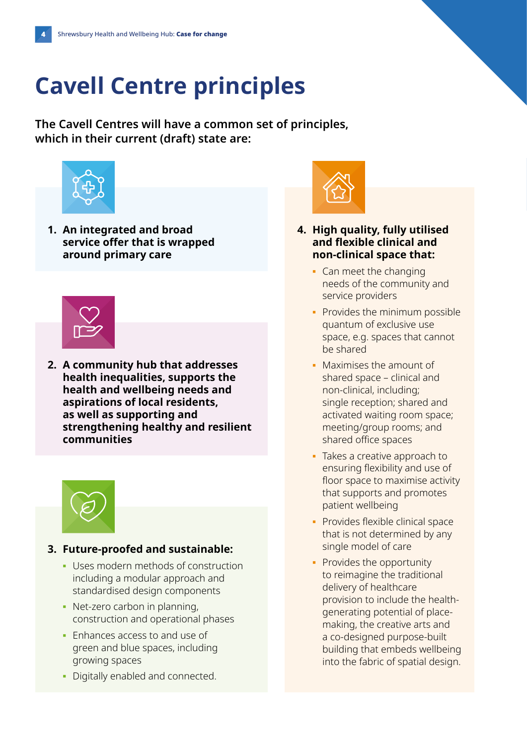# Cavell Centre principles

**The Cavell Centres will have a common set of principles, which in their current (draft) state are:**

1. **An integrated and broad service offer that is wrapped around primary care**

2. **A community hub that addresses health inequalities, supports the health and wellbeing needs and aspirations of local residents, as well as supporting and strengthening healthy and resilient communities**

3. **Future-proofed and sustainable:**
   - Uses modern methods of construction including a modular approach and standardised design components
   - Net-zero carbon in planning, construction and operational phases
   - Enhances access to and use of green and blue spaces, including growing spaces
   - Digitally enabled and connected.

4. **High quality, fully utilised and flexible clinical and non-clinical space that:**
   - Can meet the changing needs of the community and service providers
   - Provides the minimum possible quantum of exclusive use space, e.g. spaces that cannot be shared
   - Maximises the amount of shared space – clinical and non-clinical, including; single reception; shared and activated waiting room space; meeting/group rooms; and shared office spaces
   - Takes a creative approach to ensuring flexibility and use of floor space to maximise activity that supports and promotes patient wellbeing
   - Provides flexible clinical space that is not determined by any single model of care
   - Provides the opportunity to reimagine the traditional delivery of healthcare provision to include the health-generating potential of place-making, the creative arts and a co-designed purpose-built building that embeds wellbeing into the fabric of spatial design.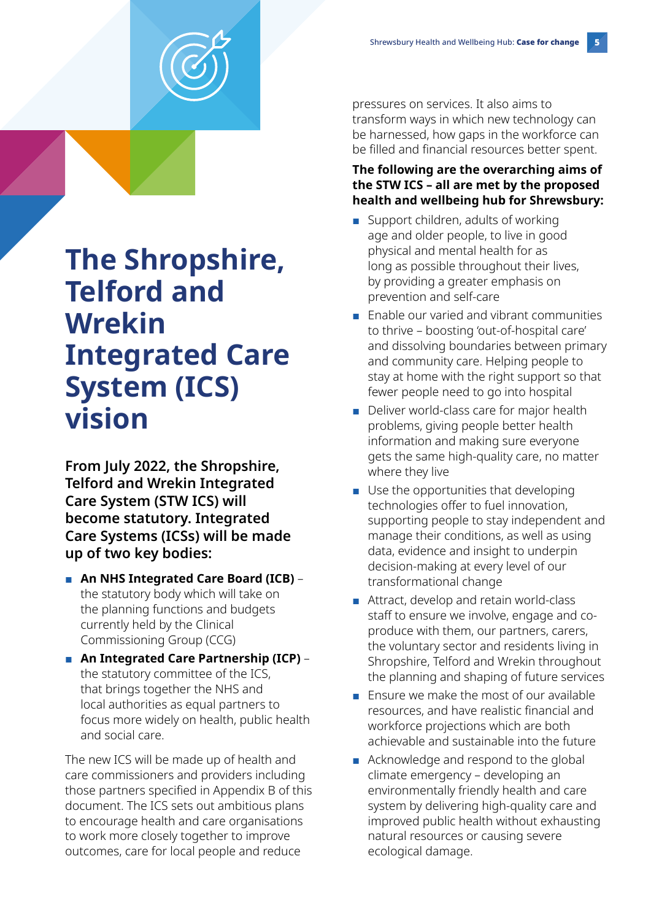# The Shropshire, Telford and Wrekin Integrated Care System (ICS) vision

**From July 2022, the Shropshire, Telford and Wrekin Integrated Care System (STW ICS) will become statutory. Integrated Care Systems (ICSs) will be made up of two key bodies:**

- **An NHS Integrated Care Board (ICB)** – the statutory body which will take on the planning functions and budgets currently held by the Clinical Commissioning Group (CCG)
- **An Integrated Care Partnership (ICP)** – the statutory committee of the ICS, that brings together the NHS and local authorities as equal partners to focus more widely on health, public health and social care.

The new ICS will be made up of health and care commissioners and providers including those partners specified in Appendix B of this document. The ICS sets out ambitious plans to encourage health and care organisations to work more closely together to improve outcomes, care for local people and reduce pressures on services. It also aims to transform ways in which new technology can be harnessed, how gaps in the workforce can be filled and financial resources better spent.

**The following are the overarching aims of the STW ICS – all are met by the proposed health and wellbeing hub for Shrewsbury:**

- Support children, adults of working age and older people, to live in good physical and mental health for as long as possible throughout their lives, by providing a greater emphasis on prevention and self-care
- Enable our varied and vibrant communities to thrive – boosting 'out-of-hospital care' and dissolving boundaries between primary and community care. Helping people to stay at home with the right support so that fewer people need to go into hospital
- Deliver world-class care for major health problems, giving people better health information and making sure everyone gets the same high-quality care, no matter where they live
- Use the opportunities that developing technologies offer to fuel innovation, supporting people to stay independent and manage their conditions, as well as using data, evidence and insight to underpin decision-making at every level of our transformational change
- Attract, develop and retain world-class staff to ensure we involve, engage and co-produce with them, our partners, carers, the voluntary sector and residents living in Shropshire, Telford and Wrekin throughout the planning and shaping of future services
- Ensure we make the most of our available resources, and have realistic financial and workforce projections which are both achievable and sustainable into the future
- Acknowledge and respond to the global climate emergency – developing an environmentally friendly health and care system by delivering high-quality care and improved public health without exhausting natural resources or causing severe ecological damage.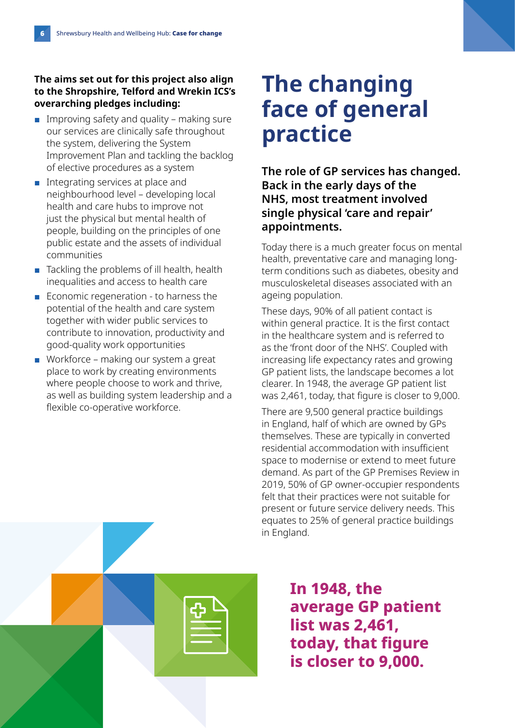**The aims set out for this project also align to the Shropshire, Telford and Wrekin ICS's overarching pledges including:**

- Improving safety and quality – making sure our services are clinically safe throughout the system, delivering the System Improvement Plan and tackling the backlog of elective procedures as a system
- Integrating services at place and neighbourhood level – developing local health and care hubs to improve not just the physical but mental health of people, building on the principles of one public estate and the assets of individual communities
- Tackling the problems of ill health, health inequalities and access to health care
- Economic regeneration - to harness the potential of the health and care system together with wider public services to contribute to innovation, productivity and good-quality work opportunities
- Workforce – making our system a great place to work by creating environments where people choose to work and thrive, as well as building system leadership and a flexible co-operative workforce.

# The changing face of general practice

**The role of GP services has changed. Back in the early days of the NHS, most treatment involved single physical 'care and repair' appointments.**

Today there is a much greater focus on mental health, preventative care and managing long-term conditions such as diabetes, obesity and musculoskeletal diseases associated with an ageing population.

These days, 90% of all patient contact is within general practice. It is the first contact in the healthcare system and is referred to as the 'front door of the NHS'. Coupled with increasing life expectancy rates and growing GP patient lists, the landscape becomes a lot clearer. In 1948, the average GP patient list was 2,461, today, that figure is closer to 9,000.

There are 9,500 general practice buildings in England, half of which are owned by GPs themselves. These are typically in converted residential accommodation with insufficient space to modernise or extend to meet future demand. As part of the GP Premises Review in 2019, 50% of GP owner-occupier respondents felt that their practices were not suitable for present or future service delivery needs. This equates to 25% of general practice buildings in England.

**In 1948, the average GP patient list was 2,461, today, that figure is closer to 9,000.**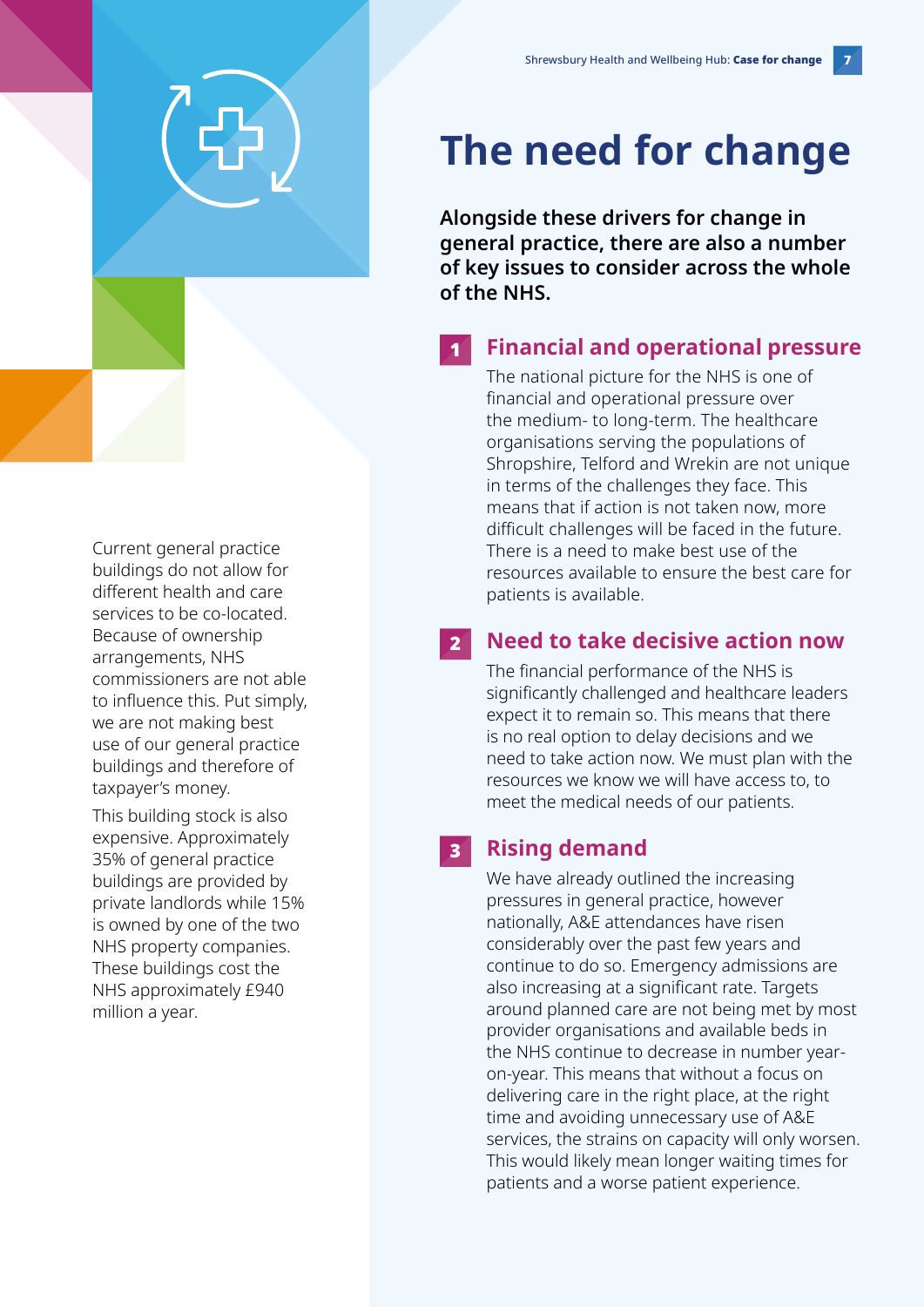# The need for change

**Alongside these drivers for change in general practice, there are also a number of key issues to consider across the whole of the NHS.**

## 1 Financial and operational pressure

The national picture for the NHS is one of financial and operational pressure over the medium- to long-term. The healthcare organisations serving the populations of Shropshire, Telford and Wrekin are not unique in terms of the challenges they face. This means that if action is not taken now, more difficult challenges will be faced in the future. There is a need to make best use of the resources available to ensure the best care for patients is available.

## 2 Need to take decisive action now

The financial performance of the NHS is significantly challenged and healthcare leaders expect it to remain so. This means that there is no real option to delay decisions and we need to take action now. We must plan with the resources we know we will have access to, to meet the medical needs of our patients.

## 3 Rising demand

We have already outlined the increasing pressures in general practice, however nationally, A&E attendances have risen considerably over the past few years and continue to do so. Emergency admissions are also increasing at a significant rate. Targets around planned care are not being met by most provider organisations and available beds in the NHS continue to decrease in number year-on-year. This means that without a focus on delivering care in the right place, at the right time and avoiding unnecessary use of A&E services, the strains on capacity will only worsen. This would likely mean longer waiting times for patients and a worse patient experience.

Current general practice buildings do not allow for different health and care services to be co-located. Because of ownership arrangements, NHS commissioners are not able to influence this. Put simply, we are not making best use of our general practice buildings and therefore of taxpayer's money.

This building stock is also expensive. Approximately 35% of general practice buildings are provided by private landlords while 15% is owned by one of the two NHS property companies. These buildings cost the NHS approximately £940 million a year.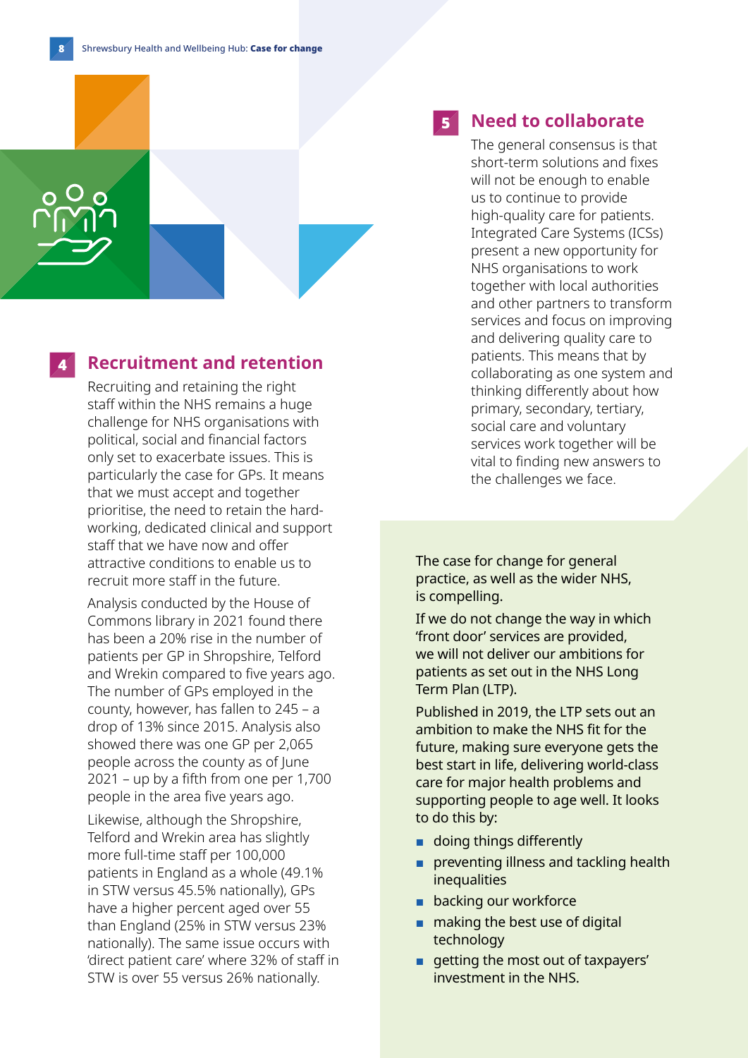## 4 Recruitment and retention

Recruiting and retaining the right staff within the NHS remains a huge challenge for NHS organisations with political, social and financial factors only set to exacerbate issues. This is particularly the case for GPs. It means that we must accept and together prioritise, the need to retain the hard-working, dedicated clinical and support staff that we have now and offer attractive conditions to enable us to recruit more staff in the future.

Analysis conducted by the House of Commons library in 2021 found there has been a 20% rise in the number of patients per GP in Shropshire, Telford and Wrekin compared to five years ago. The number of GPs employed in the county, however, has fallen to 245 – a drop of 13% since 2015. Analysis also showed there was one GP per 2,065 people across the county as of June 2021 – up by a fifth from one per 1,700 people in the area five years ago.

Likewise, although the Shropshire, Telford and Wrekin area has slightly more full-time staff per 100,000 patients in England as a whole (49.1% in STW versus 45.5% nationally), GPs have a higher percent aged over 55 than England (25% in STW versus 23% nationally). The same issue occurs with 'direct patient care' where 32% of staff in STW is over 55 versus 26% nationally.

## 5 Need to collaborate

The general consensus is that short-term solutions and fixes will not be enough to enable us to continue to provide high-quality care for patients. Integrated Care Systems (ICSs) present a new opportunity for NHS organisations to work together with local authorities and other partners to transform services and focus on improving and delivering quality care to patients. This means that by collaborating as one system and thinking differently about how primary, secondary, tertiary, social care and voluntary services work together will be vital to finding new answers to the challenges we face.

The case for change for general practice, as well as the wider NHS, is compelling.

If we do not change the way in which 'front door' services are provided, we will not deliver our ambitions for patients as set out in the NHS Long Term Plan (LTP).

Published in 2019, the LTP sets out an ambition to make the NHS fit for the future, making sure everyone gets the best start in life, delivering world-class care for major health problems and supporting people to age well. It looks to do this by:

- doing things differently
- preventing illness and tackling health inequalities
- backing our workforce
- making the best use of digital technology
- getting the most out of taxpayers' investment in the NHS.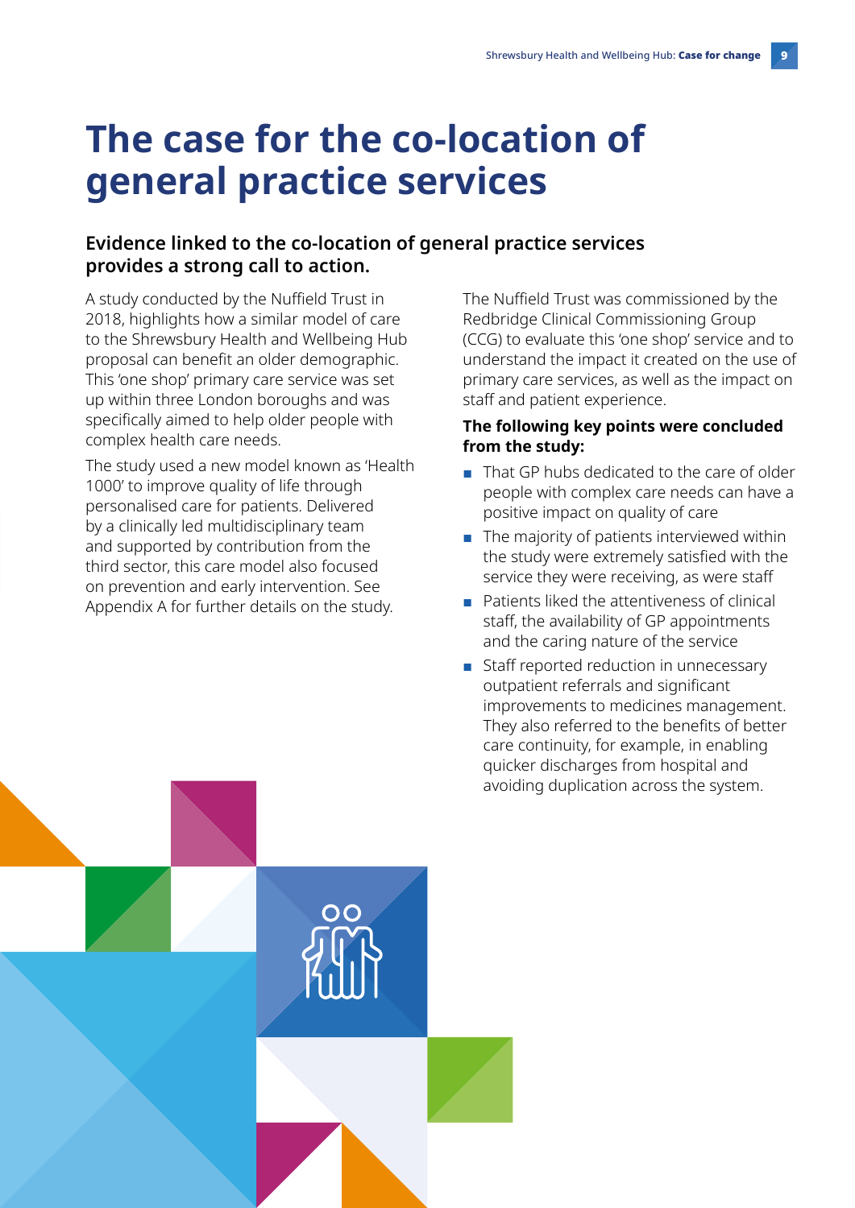# The case for the co-location of general practice services

### Evidence linked to the co-location of general practice services provides a strong call to action.

A study conducted by the Nuffield Trust in 2018, highlights how a similar model of care to the Shrewsbury Health and Wellbeing Hub proposal can benefit an older demographic. This 'one shop' primary care service was set up within three London boroughs and was specifically aimed to help older people with complex health care needs.

The study used a new model known as 'Health 1000' to improve quality of life through personalised care for patients. Delivered by a clinically led multidisciplinary team and supported by contribution from the third sector, this care model also focused on prevention and early intervention. See Appendix A for further details on the study.

The Nuffield Trust was commissioned by the Redbridge Clinical Commissioning Group (CCG) to evaluate this 'one shop' service and to understand the impact it created on the use of primary care services, as well as the impact on staff and patient experience.

**The following key points were concluded from the study:**

- That GP hubs dedicated to the care of older people with complex care needs can have a positive impact on quality of care
- The majority of patients interviewed within the study were extremely satisfied with the service they were receiving, as were staff
- Patients liked the attentiveness of clinical staff, the availability of GP appointments and the caring nature of the service
- Staff reported reduction in unnecessary outpatient referrals and significant improvements to medicines management. They also referred to the benefits of better care continuity, for example, in enabling quicker discharges from hospital and avoiding duplication across the system.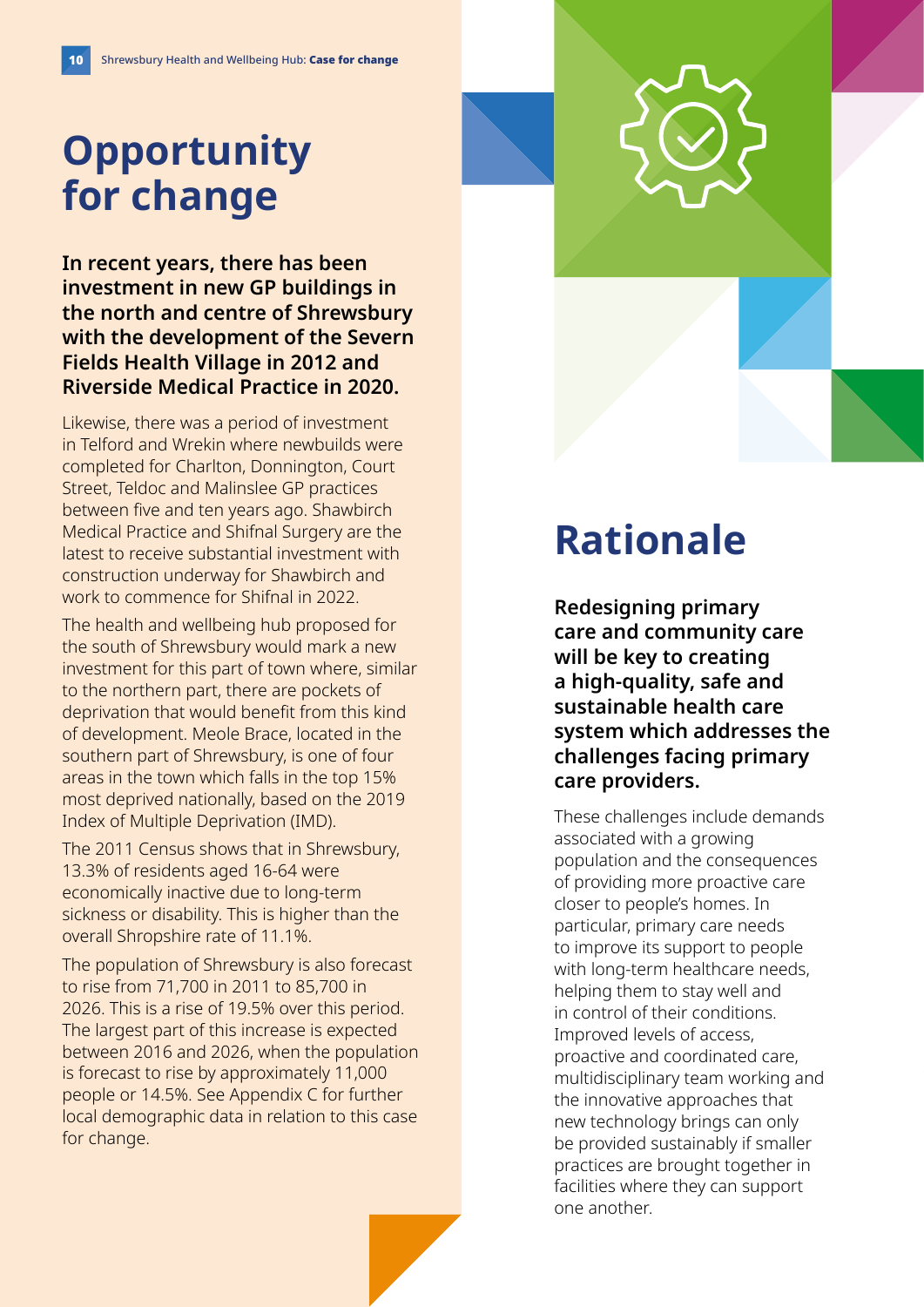# Opportunity for change

**In recent years, there has been investment in new GP buildings in the north and centre of Shrewsbury with the development of the Severn Fields Health Village in 2012 and Riverside Medical Practice in 2020.**

Likewise, there was a period of investment in Telford and Wrekin where newbuilds were completed for Charlton, Donnington, Court Street, Teldoc and Malinslee GP practices between five and ten years ago. Shawbirch Medical Practice and Shifnal Surgery are the latest to receive substantial investment with construction underway for Shawbirch and work to commence for Shifnal in 2022.

The health and wellbeing hub proposed for the south of Shrewsbury would mark a new investment for this part of town where, similar to the northern part, there are pockets of deprivation that would benefit from this kind of development. Meole Brace, located in the southern part of Shrewsbury, is one of four areas in the town which falls in the top 15% most deprived nationally, based on the 2019 Index of Multiple Deprivation (IMD).

The 2011 Census shows that in Shrewsbury, 13.3% of residents aged 16-64 were economically inactive due to long-term sickness or disability. This is higher than the overall Shropshire rate of 11.1%.

The population of Shrewsbury is also forecast to rise from 71,700 in 2011 to 85,700 in 2026. This is a rise of 19.5% over this period. The largest part of this increase is expected between 2016 and 2026, when the population is forecast to rise by approximately 11,000 people or 14.5%. See Appendix C for further local demographic data in relation to this case for change.

# Rationale

**Redesigning primary care and community care will be key to creating a high-quality, safe and sustainable health care system which addresses the challenges facing primary care providers.**

These challenges include demands associated with a growing population and the consequences of providing more proactive care closer to people's homes. In particular, primary care needs to improve its support to people with long-term healthcare needs, helping them to stay well and in control of their conditions. Improved levels of access, proactive and coordinated care, multidisciplinary team working and the innovative approaches that new technology brings can only be provided sustainably if smaller practices are brought together in facilities where they can support one another.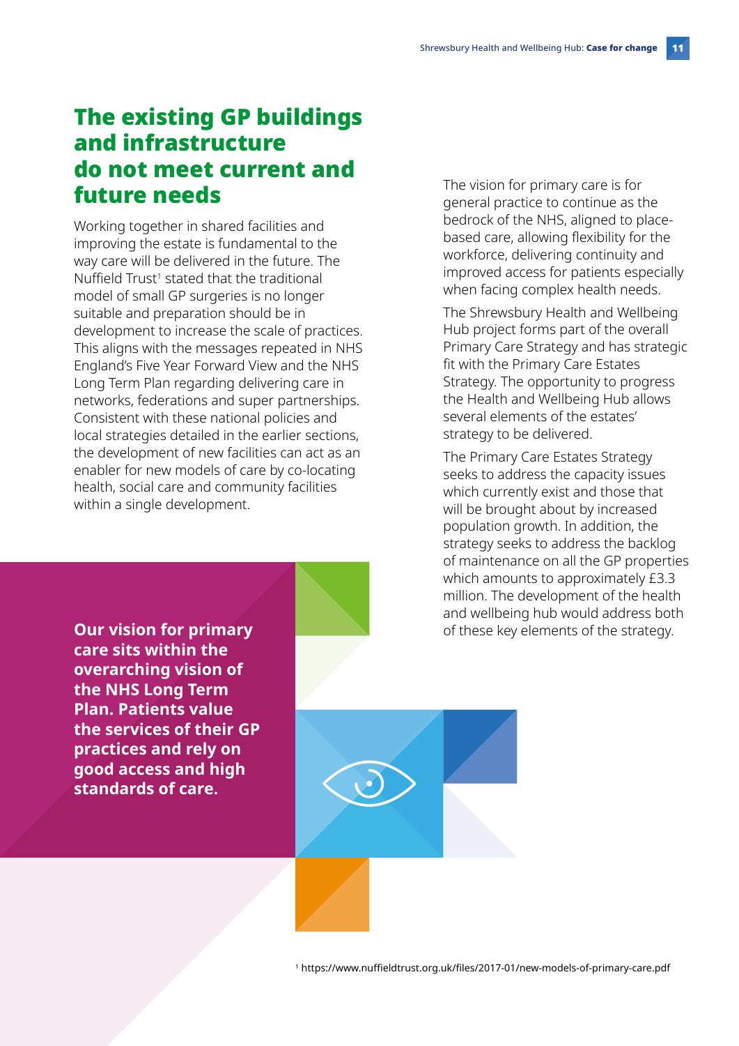## The existing GP buildings and infrastructure do not meet current and future needs

Working together in shared facilities and improving the estate is fundamental to the way care will be delivered in the future. The Nuffield Trust[1] stated that the traditional model of small GP surgeries is no longer suitable and preparation should be in development to increase the scale of practices. This aligns with the messages repeated in NHS England's Five Year Forward View and the NHS Long Term Plan regarding delivering care in networks, federations and super partnerships. Consistent with these national policies and local strategies detailed in the earlier sections, the development of new facilities can act as an enabler for new models of care by co-locating health, social care and community facilities within a single development.

**Our vision for primary care sits within the overarching vision of the NHS Long Term Plan. Patients value the services of their GP practices and rely on good access and high standards of care.**

The vision for primary care is for general practice to continue as the bedrock of the NHS, aligned to place-based care, allowing flexibility for the workforce, delivering continuity and improved access for patients especially when facing complex health needs.

The Shrewsbury Health and Wellbeing Hub project forms part of the overall Primary Care Strategy and has strategic fit with the Primary Care Estates Strategy. The opportunity to progress the Health and Wellbeing Hub allows several elements of the estates' strategy to be delivered.

The Primary Care Estates Strategy seeks to address the capacity issues which currently exist and those that will be brought about by increased population growth. In addition, the strategy seeks to address the backlog of maintenance on all the GP properties which amounts to approximately £3.3 million. The development of the health and wellbeing hub would address both of these key elements of the strategy.

[1] https://www.nuffieldtrust.org.uk/files/2017-01/new-models-of-primary-care.pdf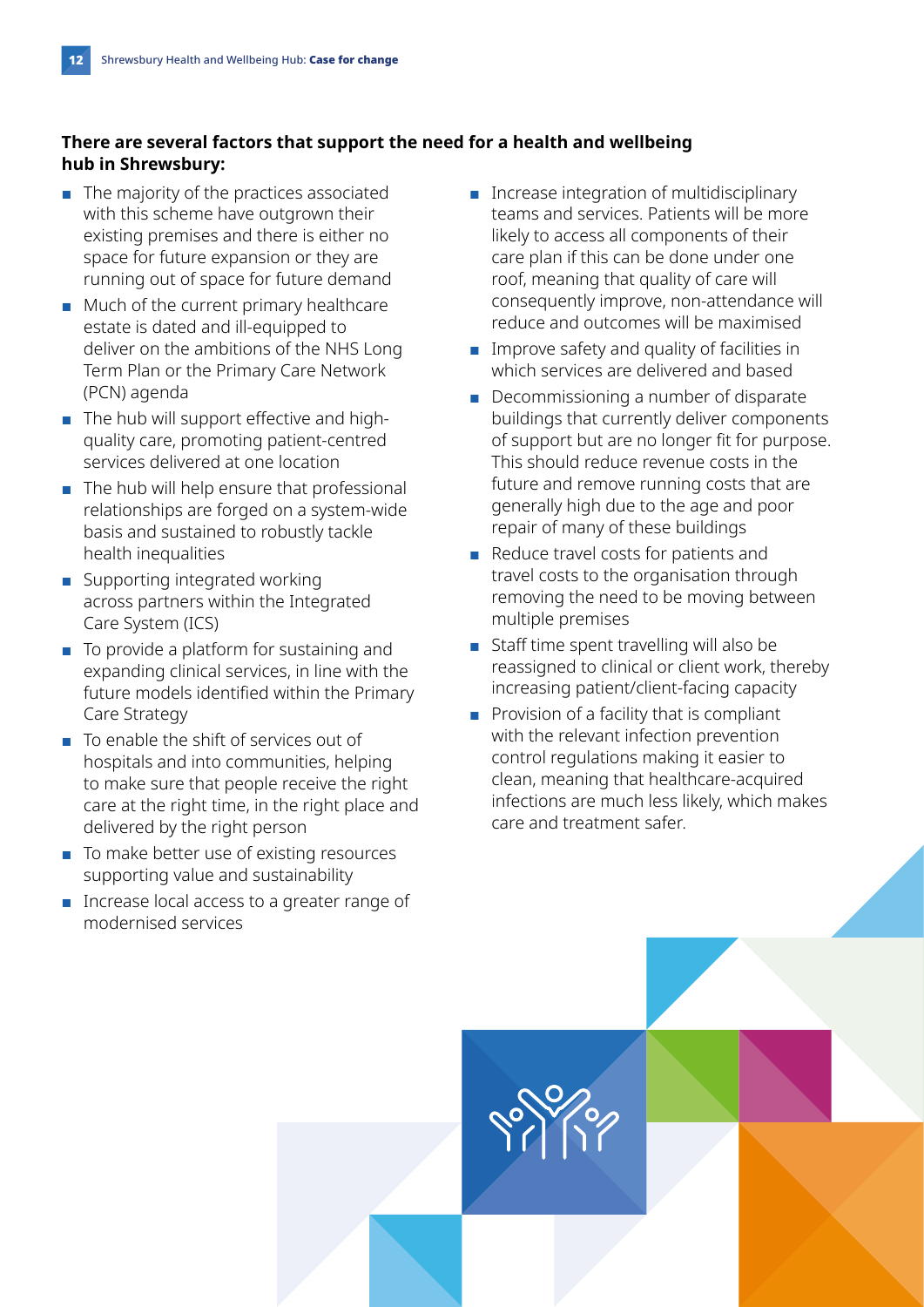**There are several factors that support the need for a health and wellbeing hub in Shrewsbury:**

- The majority of the practices associated with this scheme have outgrown their existing premises and there is either no space for future expansion or they are running out of space for future demand
- Much of the current primary healthcare estate is dated and ill-equipped to deliver on the ambitions of the NHS Long Term Plan or the Primary Care Network (PCN) agenda
- The hub will support effective and high-quality care, promoting patient-centred services delivered at one location
- The hub will help ensure that professional relationships are forged on a system-wide basis and sustained to robustly tackle health inequalities
- Supporting integrated working across partners within the Integrated Care System (ICS)
- To provide a platform for sustaining and expanding clinical services, in line with the future models identified within the Primary Care Strategy
- To enable the shift of services out of hospitals and into communities, helping to make sure that people receive the right care at the right time, in the right place and delivered by the right person
- To make better use of existing resources supporting value and sustainability
- Increase local access to a greater range of modernised services
- Increase integration of multidisciplinary teams and services. Patients will be more likely to access all components of their care plan if this can be done under one roof, meaning that quality of care will consequently improve, non-attendance will reduce and outcomes will be maximised
- Improve safety and quality of facilities in which services are delivered and based
- Decommissioning a number of disparate buildings that currently deliver components of support but are no longer fit for purpose. This should reduce revenue costs in the future and remove running costs that are generally high due to the age and poor repair of many of these buildings
- Reduce travel costs for patients and travel costs to the organisation through removing the need to be moving between multiple premises
- Staff time spent travelling will also be reassigned to clinical or client work, thereby increasing patient/client-facing capacity
- Provision of a facility that is compliant with the relevant infection prevention control regulations making it easier to clean, meaning that healthcare-acquired infections are much less likely, which makes care and treatment safer.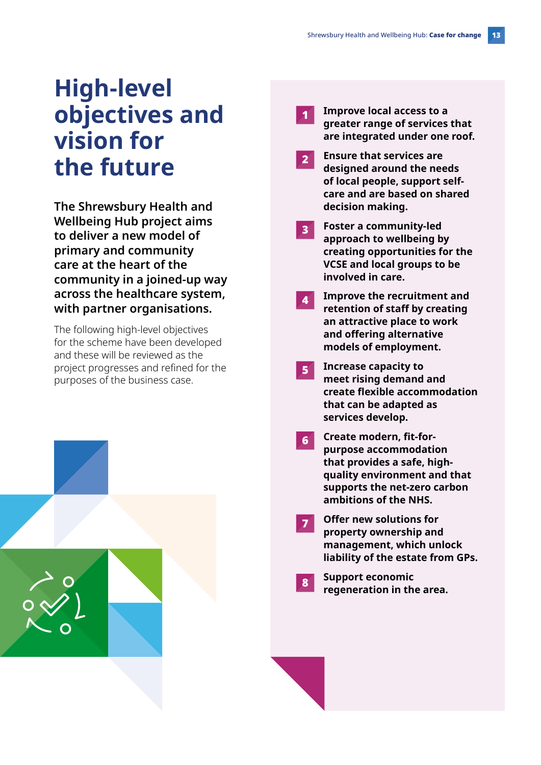# High-level objectives and vision for the future

**The Shrewsbury Health and Wellbeing Hub project aims to deliver a new model of primary and community care at the heart of the community in a joined-up way across the healthcare system, with partner organisations.**

The following high-level objectives for the scheme have been developed and these will be reviewed as the project progresses and refined for the purposes of the business case.

1. **Improve local access to a greater range of services that are integrated under one roof.**
2. **Ensure that services are designed around the needs of local people, support self-care and are based on shared decision making.**
3. **Foster a community-led approach to wellbeing by creating opportunities for the VCSE and local groups to be involved in care.**
4. **Improve the recruitment and retention of staff by creating an attractive place to work and offering alternative models of employment.**
5. **Increase capacity to meet rising demand and create flexible accommodation that can be adapted as services develop.**
6. **Create modern, fit-for-purpose accommodation that provides a safe, high-quality environment and that supports the net-zero carbon ambitions of the NHS.**
7. **Offer new solutions for property ownership and management, which unlock liability of the estate from GPs.**
8. **Support economic regeneration in the area.**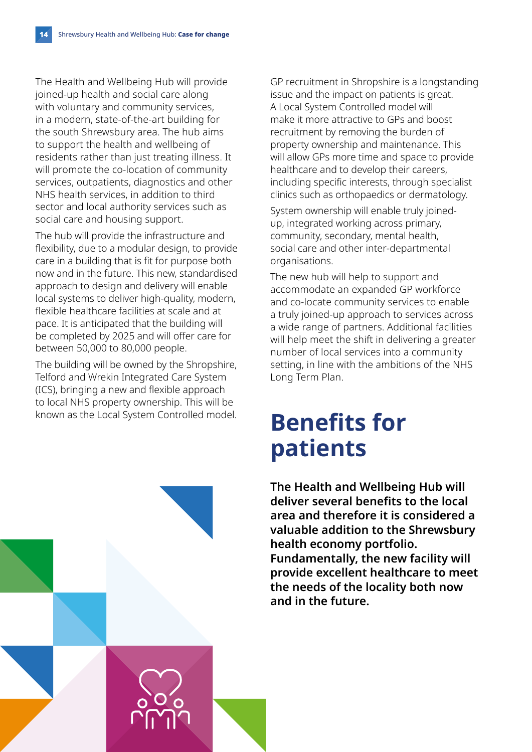The Health and Wellbeing Hub will provide joined-up health and social care along with voluntary and community services, in a modern, state-of-the-art building for the south Shrewsbury area. The hub aims to support the health and wellbeing of residents rather than just treating illness. It will promote the co-location of community services, outpatients, diagnostics and other NHS health services, in addition to third sector and local authority services such as social care and housing support.

The hub will provide the infrastructure and flexibility, due to a modular design, to provide care in a building that is fit for purpose both now and in the future. This new, standardised approach to design and delivery will enable local systems to deliver high-quality, modern, flexible healthcare facilities at scale and at pace. It is anticipated that the building will be completed by 2025 and will offer care for between 50,000 to 80,000 people.

The building will be owned by the Shropshire, Telford and Wrekin Integrated Care System (ICS), bringing a new and flexible approach to local NHS property ownership. This will be known as the Local System Controlled model.

GP recruitment in Shropshire is a longstanding issue and the impact on patients is great. A Local System Controlled model will make it more attractive to GPs and boost recruitment by removing the burden of property ownership and maintenance. This will allow GPs more time and space to provide healthcare and to develop their careers, including specific interests, through specialist clinics such as orthopaedics or dermatology.

System ownership will enable truly joined-up, integrated working across primary, community, secondary, mental health, social care and other inter-departmental organisations.

The new hub will help to support and accommodate an expanded GP workforce and co-locate community services to enable a truly joined-up approach to services across a wide range of partners. Additional facilities will help meet the shift in delivering a greater number of local services into a community setting, in line with the ambitions of the NHS Long Term Plan.

# Benefits for patients

**The Health and Wellbeing Hub will deliver several benefits to the local area and therefore it is considered a valuable addition to the Shrewsbury health economy portfolio. Fundamentally, the new facility will provide excellent healthcare to meet the needs of the locality both now and in the future.**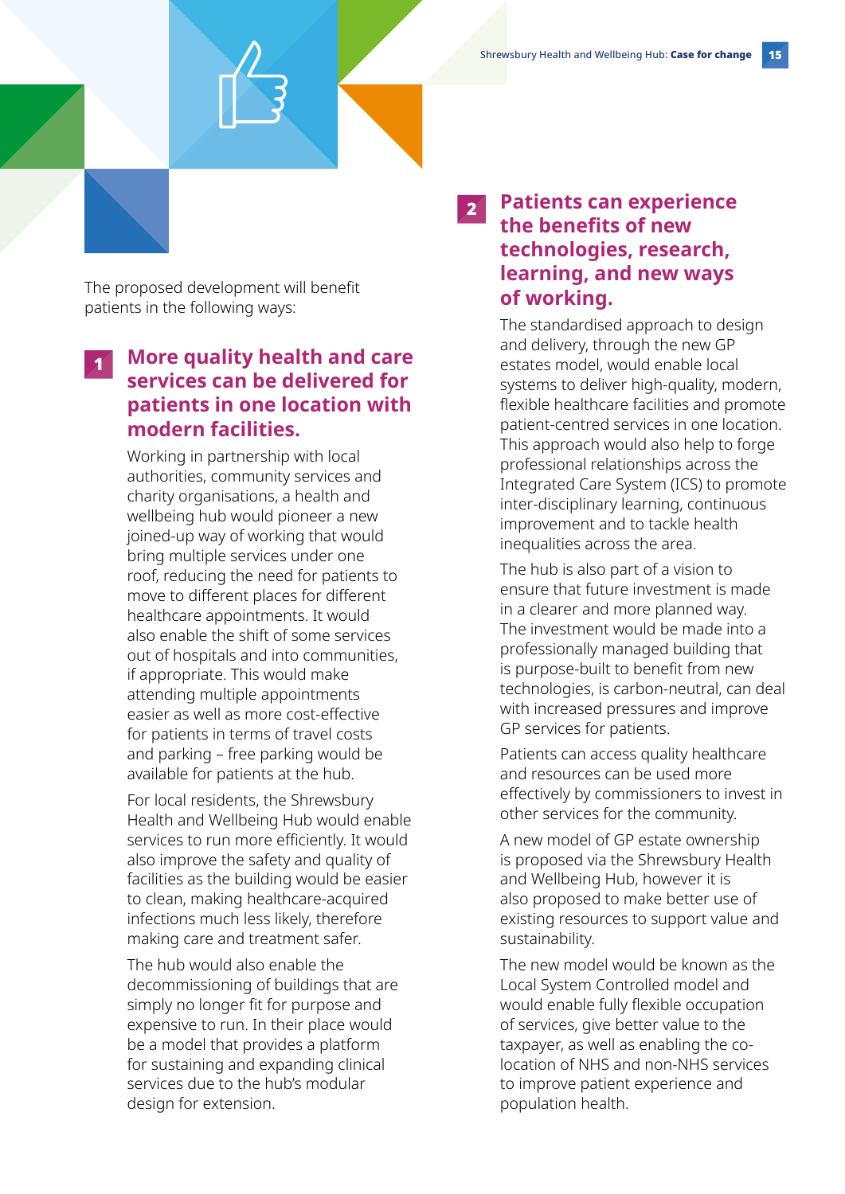The proposed development will benefit patients in the following ways:

## 1 More quality health and care services can be delivered for patients in one location with modern facilities.

Working in partnership with local authorities, community services and charity organisations, a health and wellbeing hub would pioneer a new joined-up way of working that would bring multiple services under one roof, reducing the need for patients to move to different places for different healthcare appointments. It would also enable the shift of some services out of hospitals and into communities, if appropriate. This would make attending multiple appointments easier as well as more cost-effective for patients in terms of travel costs and parking – free parking would be available for patients at the hub.

For local residents, the Shrewsbury Health and Wellbeing Hub would enable services to run more efficiently. It would also improve the safety and quality of facilities as the building would be easier to clean, making healthcare-acquired infections much less likely, therefore making care and treatment safer.

The hub would also enable the decommissioning of buildings that are simply no longer fit for purpose and expensive to run. In their place would be a model that provides a platform for sustaining and expanding clinical services due to the hub's modular design for extension.

## 2 Patients can experience the benefits of new technologies, research, learning, and new ways of working.

The standardised approach to design and delivery, through the new GP estates model, would enable local systems to deliver high-quality, modern, flexible healthcare facilities and promote patient-centred services in one location. This approach would also help to forge professional relationships across the Integrated Care System (ICS) to promote inter-disciplinary learning, continuous improvement and to tackle health inequalities across the area.

The hub is also part of a vision to ensure that future investment is made in a clearer and more planned way. The investment would be made into a professionally managed building that is purpose-built to benefit from new technologies, is carbon-neutral, can deal with increased pressures and improve GP services for patients.

Patients can access quality healthcare and resources can be used more effectively by commissioners to invest in other services for the community.

A new model of GP estate ownership is proposed via the Shrewsbury Health and Wellbeing Hub, however it is also proposed to make better use of existing resources to support value and sustainability.

The new model would be known as the Local System Controlled model and would enable fully flexible occupation of services, give better value to the taxpayer, as well as enabling the co-location of NHS and non-NHS services to improve patient experience and population health.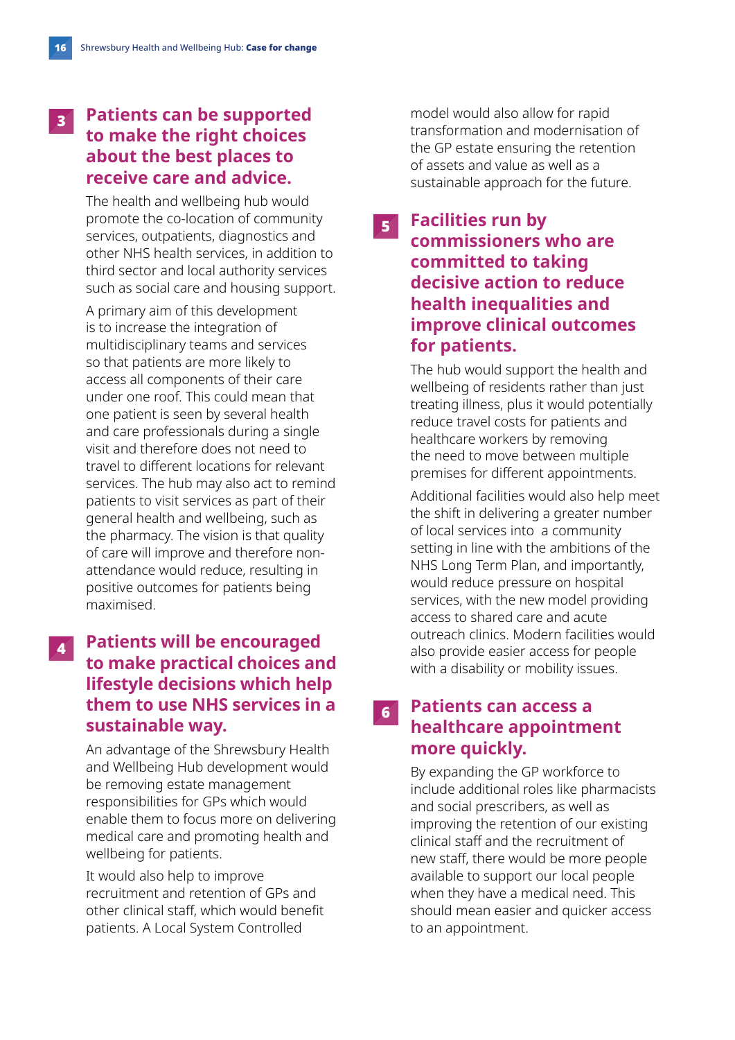## 3 Patients can be supported to make the right choices about the best places to receive care and advice.

The health and wellbeing hub would promote the co-location of community services, outpatients, diagnostics and other NHS health services, in addition to third sector and local authority services such as social care and housing support.

A primary aim of this development is to increase the integration of multidisciplinary teams and services so that patients are more likely to access all components of their care under one roof. This could mean that one patient is seen by several health and care professionals during a single visit and therefore does not need to travel to different locations for relevant services. The hub may also act to remind patients to visit services as part of their general health and wellbeing, such as the pharmacy. The vision is that quality of care will improve and therefore non-attendance would reduce, resulting in positive outcomes for patients being maximised.

## 4 Patients will be encouraged to make practical choices and lifestyle decisions which help them to use NHS services in a sustainable way.

An advantage of the Shrewsbury Health and Wellbeing Hub development would be removing estate management responsibilities for GPs which would enable them to focus more on delivering medical care and promoting health and wellbeing for patients.

It would also help to improve recruitment and retention of GPs and other clinical staff, which would benefit patients. A Local System Controlled model would also allow for rapid transformation and modernisation of the GP estate ensuring the retention of assets and value as well as a sustainable approach for the future.

## 5 Facilities run by commissioners who are committed to taking decisive action to reduce health inequalities and improve clinical outcomes for patients.

The hub would support the health and wellbeing of residents rather than just treating illness, plus it would potentially reduce travel costs for patients and healthcare workers by removing the need to move between multiple premises for different appointments.

Additional facilities would also help meet the shift in delivering a greater number of local services into a community setting in line with the ambitions of the NHS Long Term Plan, and importantly, would reduce pressure on hospital services, with the new model providing access to shared care and acute outreach clinics. Modern facilities would also provide easier access for people with a disability or mobility issues.

## 6 Patients can access a healthcare appointment more quickly.

By expanding the GP workforce to include additional roles like pharmacists and social prescribers, as well as improving the retention of our existing clinical staff and the recruitment of new staff, there would be more people available to support our local people when they have a medical need. This should mean easier and quicker access to an appointment.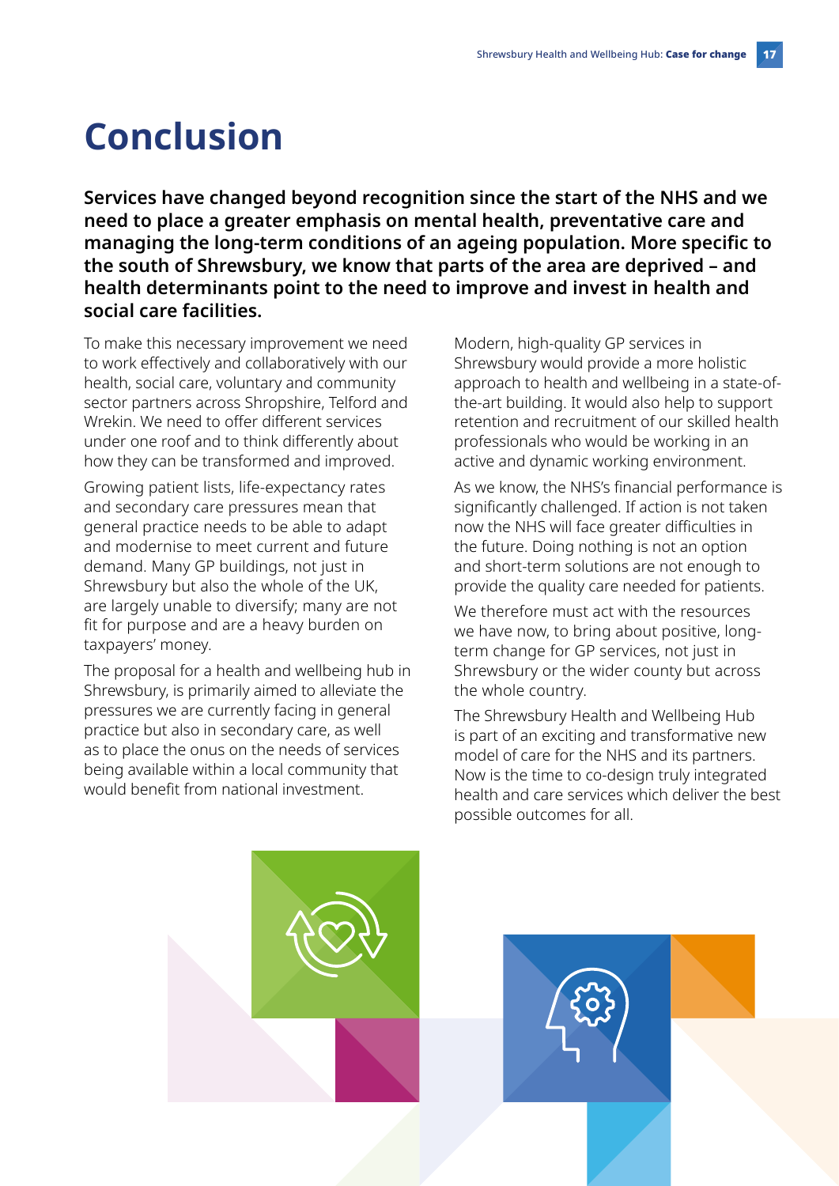# Conclusion

**Services have changed beyond recognition since the start of the NHS and we need to place a greater emphasis on mental health, preventative care and managing the long-term conditions of an ageing population. More specific to the south of Shrewsbury, we know that parts of the area are deprived – and health determinants point to the need to improve and invest in health and social care facilities.**

To make this necessary improvement we need to work effectively and collaboratively with our health, social care, voluntary and community sector partners across Shropshire, Telford and Wrekin. We need to offer different services under one roof and to think differently about how they can be transformed and improved.

Growing patient lists, life-expectancy rates and secondary care pressures mean that general practice needs to be able to adapt and modernise to meet current and future demand. Many GP buildings, not just in Shrewsbury but also the whole of the UK, are largely unable to diversify; many are not fit for purpose and are a heavy burden on taxpayers' money.

The proposal for a health and wellbeing hub in Shrewsbury, is primarily aimed to alleviate the pressures we are currently facing in general practice but also in secondary care, as well as to place the onus on the needs of services being available within a local community that would benefit from national investment.

Modern, high-quality GP services in Shrewsbury would provide a more holistic approach to health and wellbeing in a state-of-the-art building. It would also help to support retention and recruitment of our skilled health professionals who would be working in an active and dynamic working environment.

As we know, the NHS's financial performance is significantly challenged. If action is not taken now the NHS will face greater difficulties in the future. Doing nothing is not an option and short-term solutions are not enough to provide the quality care needed for patients.

We therefore must act with the resources we have now, to bring about positive, long-term change for GP services, not just in Shrewsbury or the wider county but across the whole country.

The Shrewsbury Health and Wellbeing Hub is part of an exciting and transformative new model of care for the NHS and its partners. Now is the time to co-design truly integrated health and care services which deliver the best possible outcomes for all.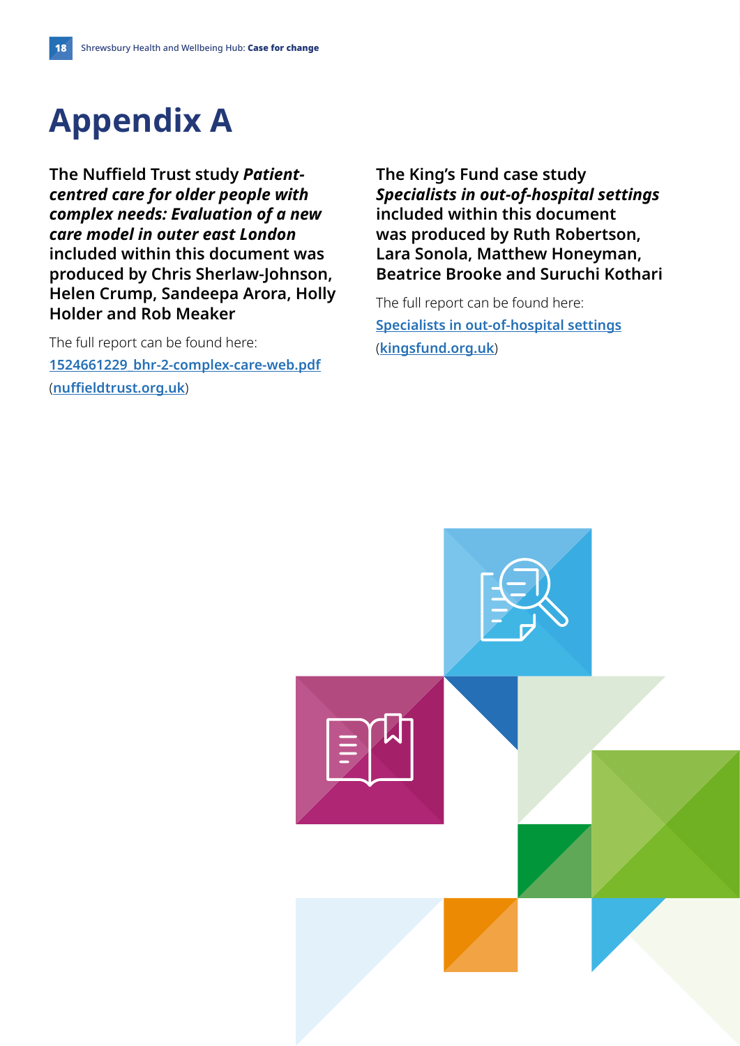# Appendix A

**The Nuffield Trust study *Patient-centred care for older people with complex needs: Evaluation of a new care model in outer east London* included within this document was produced by Chris Sherlaw-Johnson, Helen Crump, Sandeepa Arora, Holly Holder and Rob Meaker**

The full report can be found here:

1524661229_bhr-2-complex-care-web.pdf

(nuffieldtrust.org.uk)

**The King's Fund case study *Specialists in out-of-hospital settings* included within this document was produced by Ruth Robertson, Lara Sonola, Matthew Honeyman, Beatrice Brooke and Suruchi Kothari**

The full report can be found here:

Specialists in out-of-hospital settings

(kingsfund.org.uk)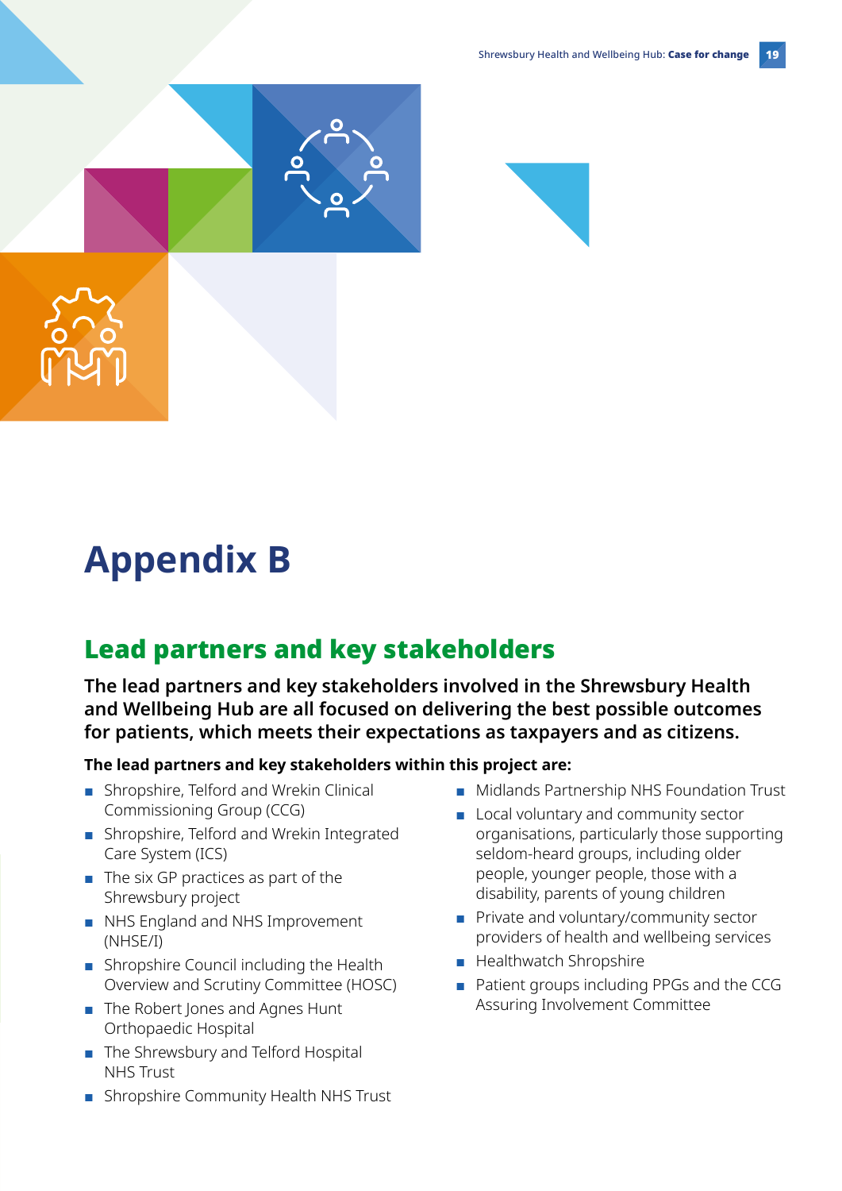# Appendix B

## Lead partners and key stakeholders

**The lead partners and key stakeholders involved in the Shrewsbury Health and Wellbeing Hub are all focused on delivering the best possible outcomes for patients, which meets their expectations as taxpayers and as citizens.**

**The lead partners and key stakeholders within this project are:**

- Shropshire, Telford and Wrekin Clinical Commissioning Group (CCG)
- Shropshire, Telford and Wrekin Integrated Care System (ICS)
- The six GP practices as part of the Shrewsbury project
- NHS England and NHS Improvement (NHSE/I)
- Shropshire Council including the Health Overview and Scrutiny Committee (HOSC)
- The Robert Jones and Agnes Hunt Orthopaedic Hospital
- The Shrewsbury and Telford Hospital NHS Trust
- Shropshire Community Health NHS Trust
- Midlands Partnership NHS Foundation Trust
- Local voluntary and community sector organisations, particularly those supporting seldom-heard groups, including older people, younger people, those with a disability, parents of young children
- Private and voluntary/community sector providers of health and wellbeing services
- Healthwatch Shropshire
- Patient groups including PPGs and the CCG Assuring Involvement Committee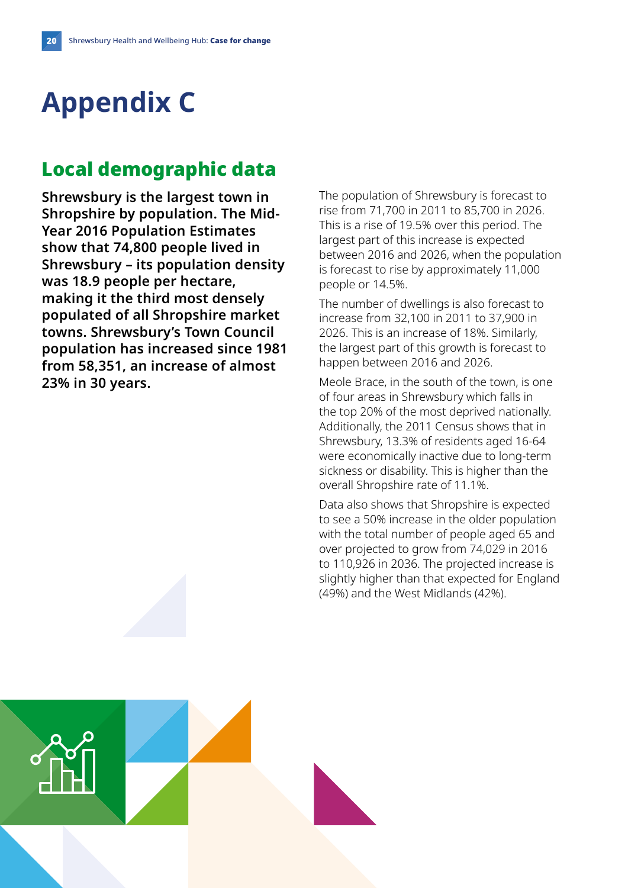# Appendix C

## Local demographic data

**Shrewsbury is the largest town in Shropshire by population. The Mid-Year 2016 Population Estimates show that 74,800 people lived in Shrewsbury – its population density was 18.9 people per hectare, making it the third most densely populated of all Shropshire market towns. Shrewsbury's Town Council population has increased since 1981 from 58,351, an increase of almost 23% in 30 years.**

The population of Shrewsbury is forecast to rise from 71,700 in 2011 to 85,700 in 2026. This is a rise of 19.5% over this period. The largest part of this increase is expected between 2016 and 2026, when the population is forecast to rise by approximately 11,000 people or 14.5%.

The number of dwellings is also forecast to increase from 32,100 in 2011 to 37,900 in 2026. This is an increase of 18%. Similarly, the largest part of this growth is forecast to happen between 2016 and 2026.

Meole Brace, in the south of the town, is one of four areas in Shrewsbury which falls in the top 20% of the most deprived nationally. Additionally, the 2011 Census shows that in Shrewsbury, 13.3% of residents aged 16-64 were economically inactive due to long-term sickness or disability. This is higher than the overall Shropshire rate of 11.1%.

Data also shows that Shropshire is expected to see a 50% increase in the older population with the total number of people aged 65 and over projected to grow from 74,029 in 2016 to 110,926 in 2036. The projected increase is slightly higher than that expected for England (49%) and the West Midlands (42%).